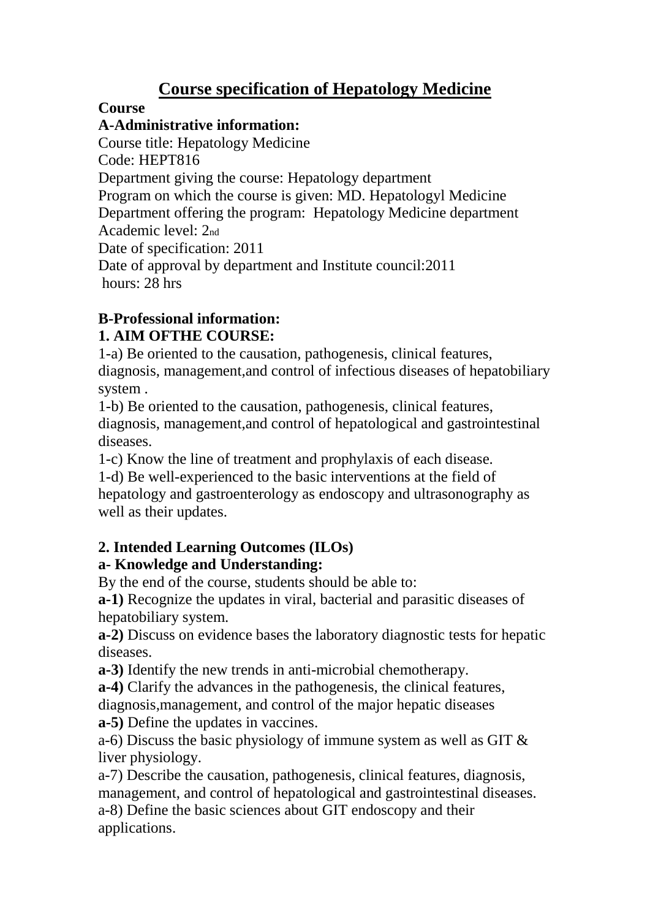# Course specification of Hepatology Medicine

**Course**

**A-Administrative information:**

Course title: Hepatology Medicine
Code: HEPT816
Department giving the course: Hepatology department
Program on which the course is given: MD. Hepatologyl Medicine
Department offering the program: Hepatology Medicine department
Academic level: 2nd
Date of specification: 2011
Date of approval by department and Institute council:2011
hours: 28 hrs

**B-Professional information:**

**1. AIM OFTHE COURSE:**

1-a) Be oriented to the causation, pathogenesis, clinical features, diagnosis, management,and control of infectious diseases of hepatobiliary system .

1-b) Be oriented to the causation, pathogenesis, clinical features, diagnosis, management,and control of hepatological and gastrointestinal diseases.

1-c) Know the line of treatment and prophylaxis of each disease.

1-d) Be well-experienced to the basic interventions at the field of hepatology and gastroenterology as endoscopy and ultrasonography as well as their updates.

**2. Intended Learning Outcomes (ILOs)**

**a- Knowledge and Understanding:**

By the end of the course, students should be able to:

**a-1)** Recognize the updates in viral, bacterial and parasitic diseases of hepatobiliary system.

**a-2)** Discuss on evidence bases the laboratory diagnostic tests for hepatic diseases.

**a-3)** Identify the new trends in anti-microbial chemotherapy.

**a-4)** Clarify the advances in the pathogenesis, the clinical features, diagnosis,management, and control of the major hepatic diseases

**a-5)** Define the updates in vaccines.

a-6) Discuss the basic physiology of immune system as well as GIT & liver physiology.

a-7) Describe the causation, pathogenesis, clinical features, diagnosis, management, and control of hepatological and gastrointestinal diseases.

a-8) Define the basic sciences about GIT endoscopy and their applications.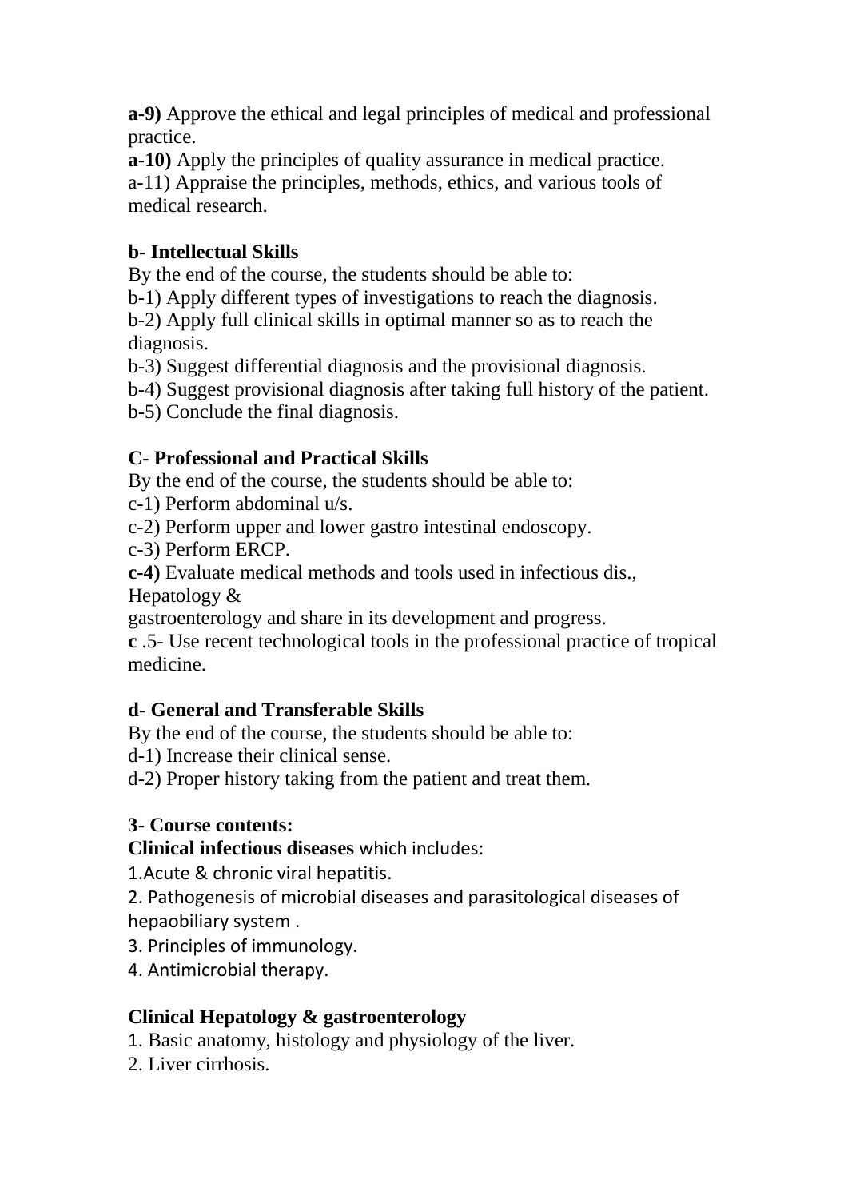**a-9)** Approve the ethical and legal principles of medical and professional practice.

**a-10)** Apply the principles of quality assurance in medical practice.

a-11) Appraise the principles, methods, ethics, and various tools of medical research.

**b- Intellectual Skills**

By the end of the course, the students should be able to:

b-1) Apply different types of investigations to reach the diagnosis.

b-2) Apply full clinical skills in optimal manner so as to reach the diagnosis.

b-3) Suggest differential diagnosis and the provisional diagnosis.

b-4) Suggest provisional diagnosis after taking full history of the patient.

b-5) Conclude the final diagnosis.

**C- Professional and Practical Skills**

By the end of the course, the students should be able to:

c-1) Perform abdominal u/s.

c-2) Perform upper and lower gastro intestinal endoscopy.

c-3) Perform ERCP.

**c-4)** Evaluate medical methods and tools used in infectious dis., Hepatology & gastroenterology and share in its development and progress.

**c** .5- Use recent technological tools in the professional practice of tropical medicine.

**d- General and Transferable Skills**

By the end of the course, the students should be able to:

d-1) Increase their clinical sense.

d-2) Proper history taking from the patient and treat them.

**3- Course contents:**

**Clinical infectious diseases** which includes:

1.Acute & chronic viral hepatitis.

2. Pathogenesis of microbial diseases and parasitological diseases of hepaobiliary system .

3. Principles of immunology.

4. Antimicrobial therapy.

**Clinical Hepatology & gastroenterology**

1. Basic anatomy, histology and physiology of the liver.

2. Liver cirrhosis.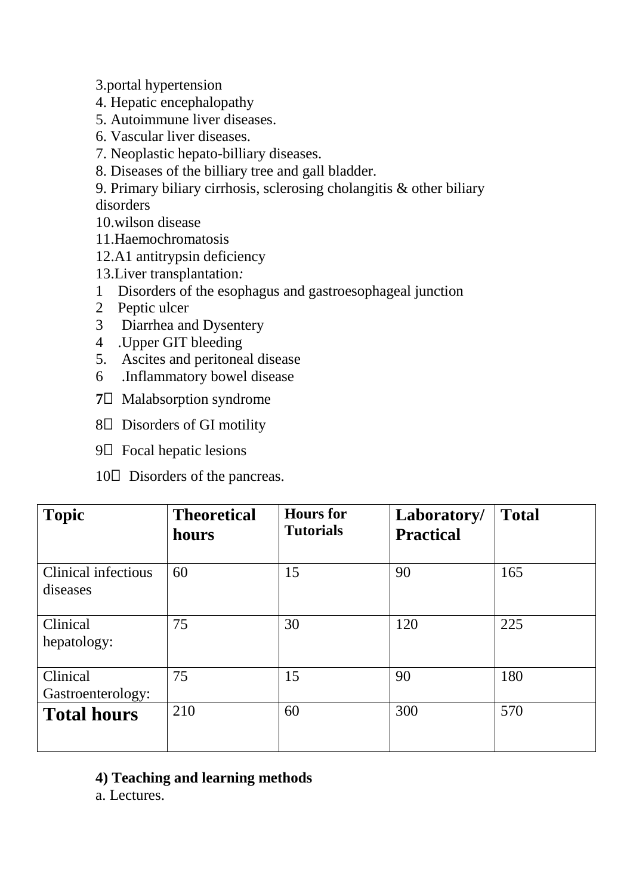3.portal hypertension
4. Hepatic encephalopathy
5. Autoimmune liver diseases.
6. Vascular liver diseases.
7. Neoplastic hepato-billiary diseases.
8. Diseases of the billiary tree and gall bladder.
9. Primary biliary cirrhosis, sclerosing cholangitis & other biliary disorders
10.wilson disease
11.Haemochromatosis
12.A1 antitrypsin deficiency
13.Liver transplantation*:*

1 Disorders of the esophagus and gastroesophageal junction
2 Peptic ulcer
3 Diarrhea and Dysentery
4 .Upper GIT bleeding
5. Ascites and peritoneal disease
6 .Inflammatory bowel disease
**7** Malabsorption syndrome
8 Disorders of GI motility
9 Focal hepatic lesions
10 Disorders of the pancreas.

| **Topic** | **Theoretical hours** | **Hours for Tutorials** | **Laboratory/ Practical** | **Total** |
|---|---|---|---|---|
| Clinical infectious diseases | 60 | 15 | 90 | 165 |
| Clinical hepatology: | 75 | 30 | 120 | 225 |
| Clinical Gastroenterology: | 75 | 15 | 90 | 180 |
| **Total hours** | 210 | 60 | 300 | 570 |

**4) Teaching and learning methods**

a. Lectures.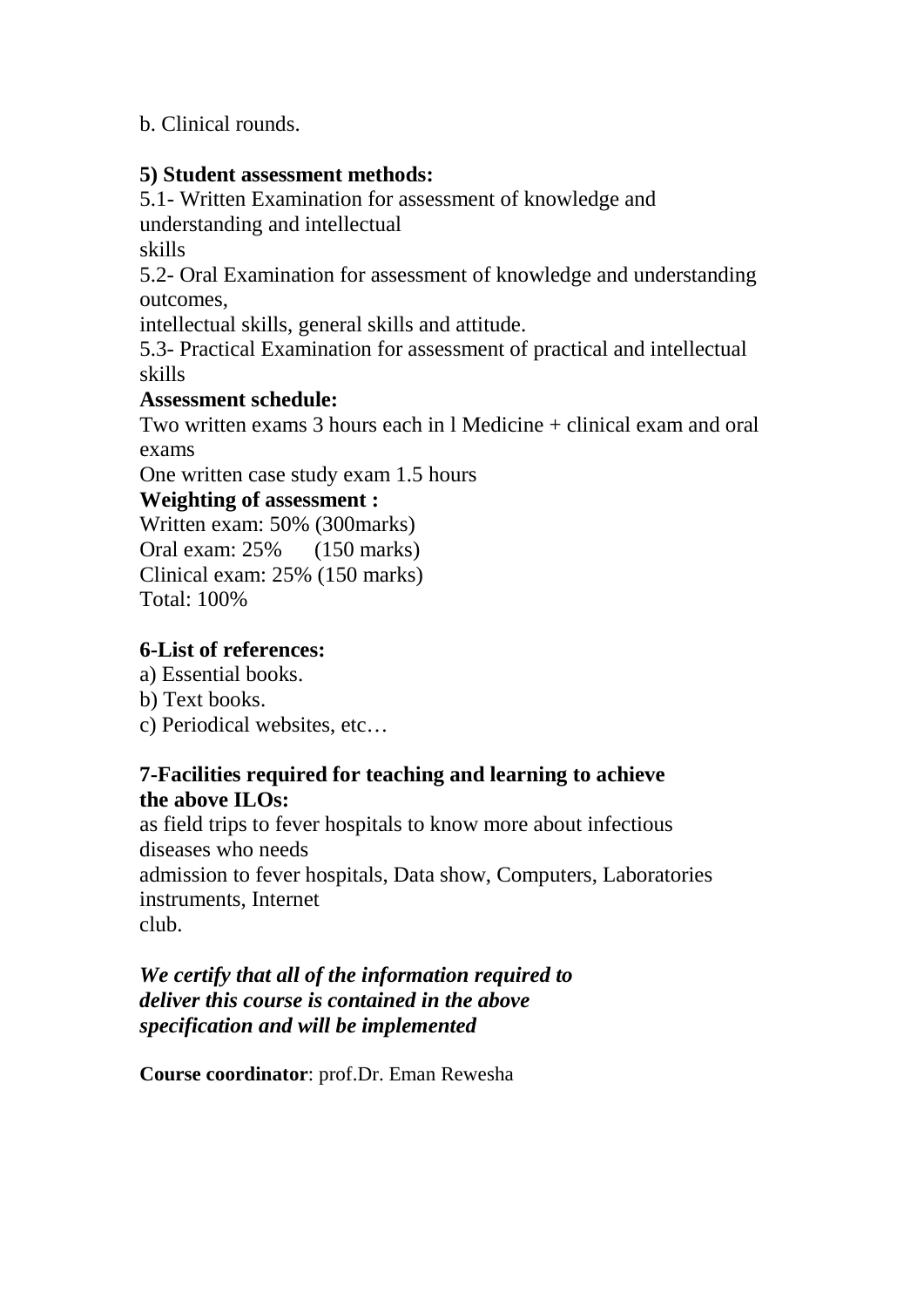b. Clinical rounds.

**5) Student assessment methods:**

5.1- Written Examination for assessment of knowledge and understanding and intellectual skills

5.2- Oral Examination for assessment of knowledge and understanding outcomes, intellectual skills, general skills and attitude.

5.3- Practical Examination for assessment of practical and intellectual skills

**Assessment schedule:**

Two written exams 3 hours each in l Medicine + clinical exam and oral exams

One written case study exam 1.5 hours

**Weighting of assessment :**

Written exam: 50% (300marks)
Oral exam: 25% (150 marks)
Clinical exam: 25% (150 marks)
Total: 100%

**6-List of references:**

a) Essential books.
b) Text books.
c) Periodical websites, etc…

**7-Facilities required for teaching and learning to achieve the above ILOs:**

as field trips to fever hospitals to know more about infectious diseases who needs admission to fever hospitals, Data show, Computers, Laboratories instruments, Internet club.

***We certify that all of the information required to deliver this course is contained in the above specification and will be implemented***

**Course coordinator**: prof.Dr. Eman Rewesha